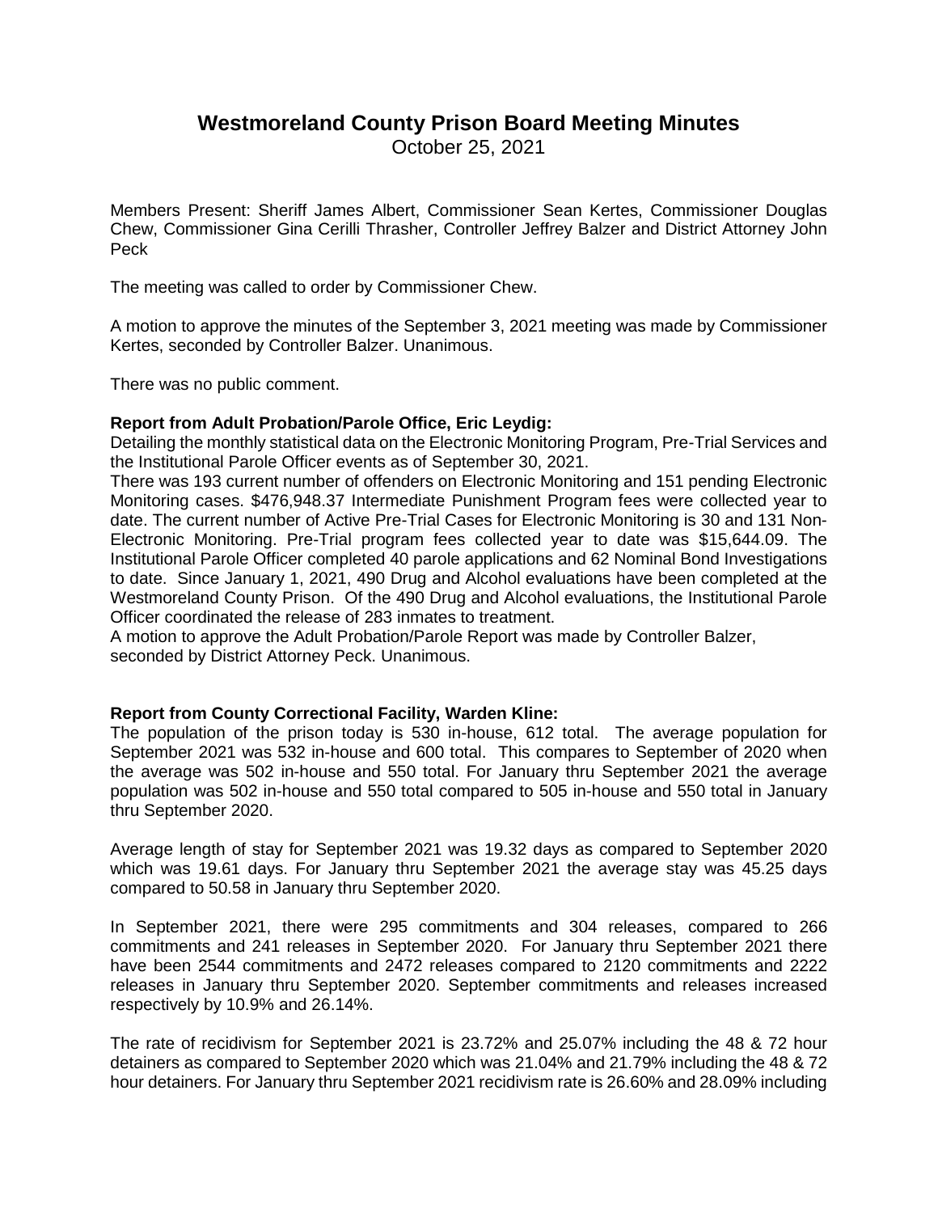# Westmoreland County Prison Board Meeting Minutes

October 25, 2021

Members Present: Sheriff James Albert, Commissioner Sean Kertes, Commissioner Douglas Chew, Commissioner Gina Cerilli Thrasher, Controller Jeffrey Balzer and District Attorney John Peck

The meeting was called to order by Commissioner Chew.

A motion to approve the minutes of the September 3, 2021 meeting was made by Commissioner Kertes, seconded by Controller Balzer. Unanimous.

There was no public comment.

**Report from Adult Probation/Parole Office, Eric Leydig:**

Detailing the monthly statistical data on the Electronic Monitoring Program, Pre-Trial Services and the Institutional Parole Officer events as of September 30, 2021.

There was 193 current number of offenders on Electronic Monitoring and 151 pending Electronic Monitoring cases. $476,948.37 Intermediate Punishment Program fees were collected year to date. The current number of Active Pre-Trial Cases for Electronic Monitoring is 30 and 131 Non-Electronic Monitoring. Pre-Trial program fees collected year to date was $15,644.09. The Institutional Parole Officer completed 40 parole applications and 62 Nominal Bond Investigations to date. Since January 1, 2021, 490 Drug and Alcohol evaluations have been completed at the Westmoreland County Prison. Of the 490 Drug and Alcohol evaluations, the Institutional Parole Officer coordinated the release of 283 inmates to treatment.

A motion to approve the Adult Probation/Parole Report was made by Controller Balzer, seconded by District Attorney Peck. Unanimous.

**Report from County Correctional Facility, Warden Kline:**

The population of the prison today is 530 in-house, 612 total. The average population for September 2021 was 532 in-house and 600 total. This compares to September of 2020 when the average was 502 in-house and 550 total. For January thru September 2021 the average population was 502 in-house and 550 total compared to 505 in-house and 550 total in January thru September 2020.

Average length of stay for September 2021 was 19.32 days as compared to September 2020 which was 19.61 days. For January thru September 2021 the average stay was 45.25 days compared to 50.58 in January thru September 2020.

In September 2021, there were 295 commitments and 304 releases, compared to 266 commitments and 241 releases in September 2020. For January thru September 2021 there have been 2544 commitments and 2472 releases compared to 2120 commitments and 2222 releases in January thru September 2020. September commitments and releases increased respectively by 10.9% and 26.14%.

The rate of recidivism for September 2021 is 23.72% and 25.07% including the 48 & 72 hour detainers as compared to September 2020 which was 21.04% and 21.79% including the 48 & 72 hour detainers. For January thru September 2021 recidivism rate is 26.60% and 28.09% including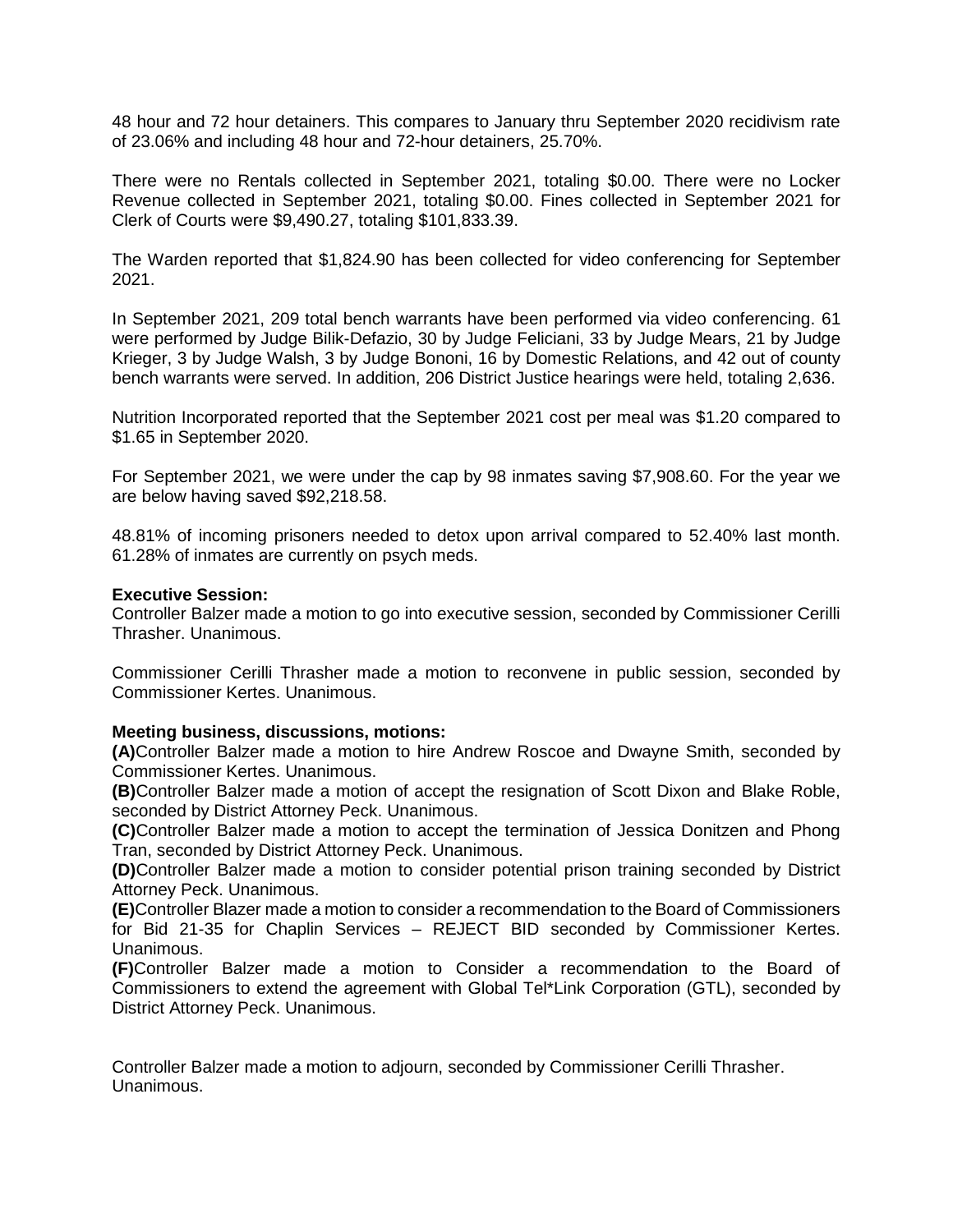48 hour and 72 hour detainers. This compares to January thru September 2020 recidivism rate of 23.06% and including 48 hour and 72-hour detainers, 25.70%.

There were no Rentals collected in September 2021, totaling $0.00. There were no Locker Revenue collected in September 2021, totaling $0.00. Fines collected in September 2021 for Clerk of Courts were $9,490.27, totaling $101,833.39.

The Warden reported that $1,824.90 has been collected for video conferencing for September 2021.

In September 2021, 209 total bench warrants have been performed via video conferencing. 61 were performed by Judge Bilik-Defazio, 30 by Judge Feliciani, 33 by Judge Mears, 21 by Judge Krieger, 3 by Judge Walsh, 3 by Judge Bononi, 16 by Domestic Relations, and 42 out of county bench warrants were served. In addition, 206 District Justice hearings were held, totaling 2,636.

Nutrition Incorporated reported that the September 2021 cost per meal was $1.20 compared to $1.65 in September 2020.

For September 2021, we were under the cap by 98 inmates saving $7,908.60. For the year we are below having saved $92,218.58.

48.81% of incoming prisoners needed to detox upon arrival compared to 52.40% last month. 61.28% of inmates are currently on psych meds.

**Executive Session:**
Controller Balzer made a motion to go into executive session, seconded by Commissioner Cerilli Thrasher. Unanimous.

Commissioner Cerilli Thrasher made a motion to reconvene in public session, seconded by Commissioner Kertes. Unanimous.

**Meeting business, discussions, motions:**
**(A)**Controller Balzer made a motion to hire Andrew Roscoe and Dwayne Smith, seconded by Commissioner Kertes. Unanimous.
**(B)**Controller Balzer made a motion of accept the resignation of Scott Dixon and Blake Roble, seconded by District Attorney Peck. Unanimous.
**(C)**Controller Balzer made a motion to accept the termination of Jessica Donitzen and Phong Tran, seconded by District Attorney Peck. Unanimous.
**(D)**Controller Balzer made a motion to consider potential prison training seconded by District Attorney Peck. Unanimous.
**(E)**Controller Blazer made a motion to consider a recommendation to the Board of Commissioners for Bid 21-35 for Chaplin Services – REJECT BID seconded by Commissioner Kertes. Unanimous.
**(F)**Controller Balzer made a motion to Consider a recommendation to the Board of Commissioners to extend the agreement with Global Tel*Link Corporation (GTL), seconded by District Attorney Peck. Unanimous.

Controller Balzer made a motion to adjourn, seconded by Commissioner Cerilli Thrasher. Unanimous.